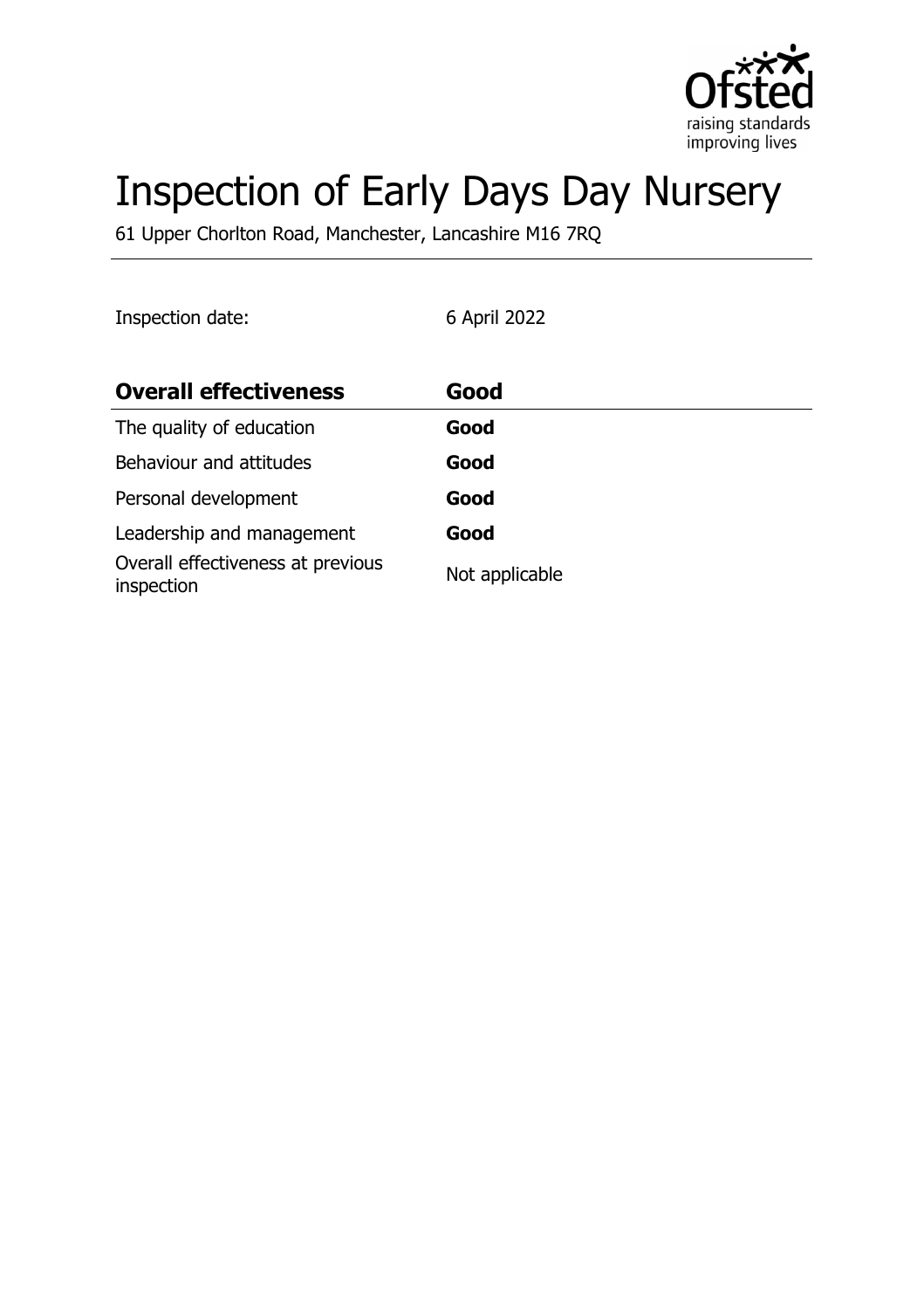# Inspection of Early Days Day Nursery

61 Upper Chorlton Road, Manchester, Lancashire M16 7RQ

Inspection date: 6 April 2022

| **Overall effectiveness** | **Good** |
| --- | --- |
| The quality of education | **Good** |
| Behaviour and attitudes | **Good** |
| Personal development | **Good** |
| Leadership and management | **Good** |
| Overall effectiveness at previous inspection | Not applicable |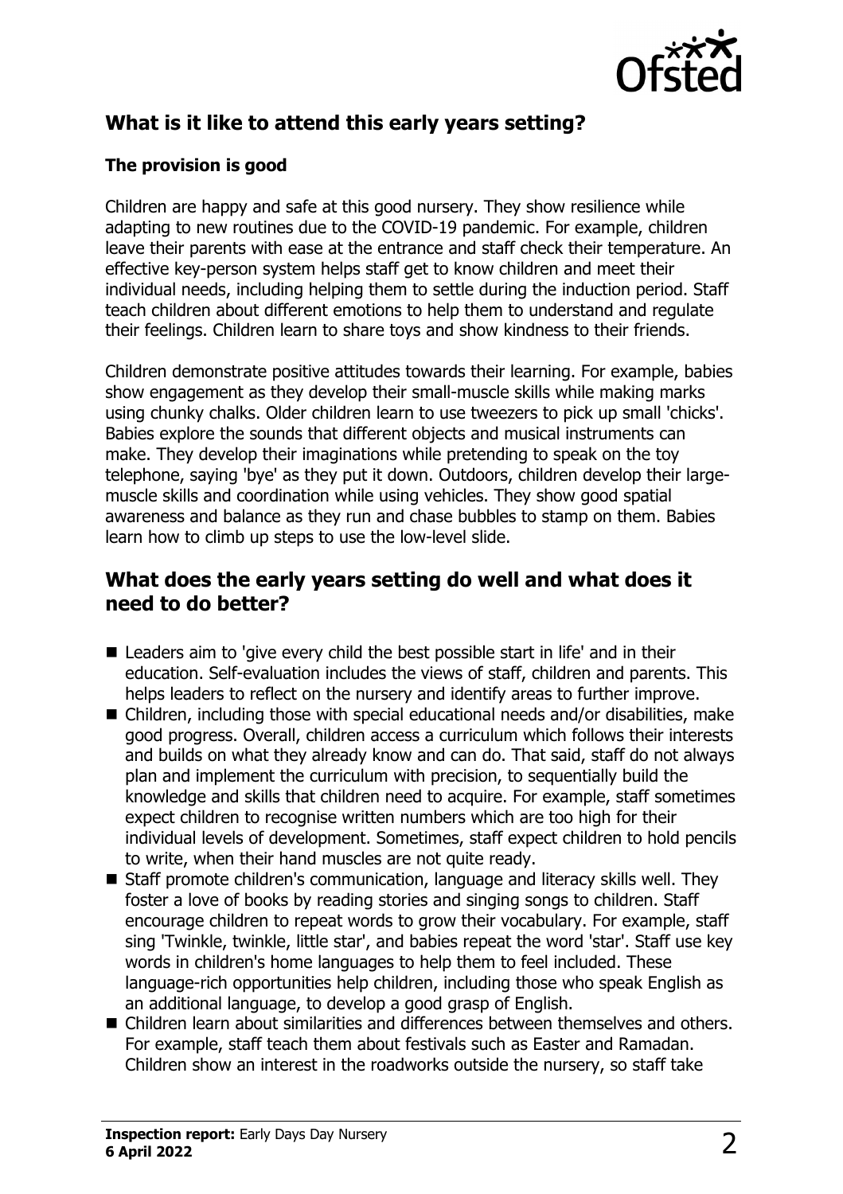## What is it like to attend this early years setting?

### The provision is good

Children are happy and safe at this good nursery. They show resilience while adapting to new routines due to the COVID-19 pandemic. For example, children leave their parents with ease at the entrance and staff check their temperature. An effective key-person system helps staff get to know children and meet their individual needs, including helping them to settle during the induction period. Staff teach children about different emotions to help them to understand and regulate their feelings. Children learn to share toys and show kindness to their friends.

Children demonstrate positive attitudes towards their learning. For example, babies show engagement as they develop their small-muscle skills while making marks using chunky chalks. Older children learn to use tweezers to pick up small 'chicks'. Babies explore the sounds that different objects and musical instruments can make. They develop their imaginations while pretending to speak on the toy telephone, saying 'bye' as they put it down. Outdoors, children develop their large-muscle skills and coordination while using vehicles. They show good spatial awareness and balance as they run and chase bubbles to stamp on them. Babies learn how to climb up steps to use the low-level slide.

## What does the early years setting do well and what does it need to do better?

- Leaders aim to 'give every child the best possible start in life' and in their education. Self-evaluation includes the views of staff, children and parents. This helps leaders to reflect on the nursery and identify areas to further improve.
- Children, including those with special educational needs and/or disabilities, make good progress. Overall, children access a curriculum which follows their interests and builds on what they already know and can do. That said, staff do not always plan and implement the curriculum with precision, to sequentially build the knowledge and skills that children need to acquire. For example, staff sometimes expect children to recognise written numbers which are too high for their individual levels of development. Sometimes, staff expect children to hold pencils to write, when their hand muscles are not quite ready.
- Staff promote children's communication, language and literacy skills well. They foster a love of books by reading stories and singing songs to children. Staff encourage children to repeat words to grow their vocabulary. For example, staff sing 'Twinkle, twinkle, little star', and babies repeat the word 'star'. Staff use key words in children's home languages to help them to feel included. These language-rich opportunities help children, including those who speak English as an additional language, to develop a good grasp of English.
- Children learn about similarities and differences between themselves and others. For example, staff teach them about festivals such as Easter and Ramadan. Children show an interest in the roadworks outside the nursery, so staff take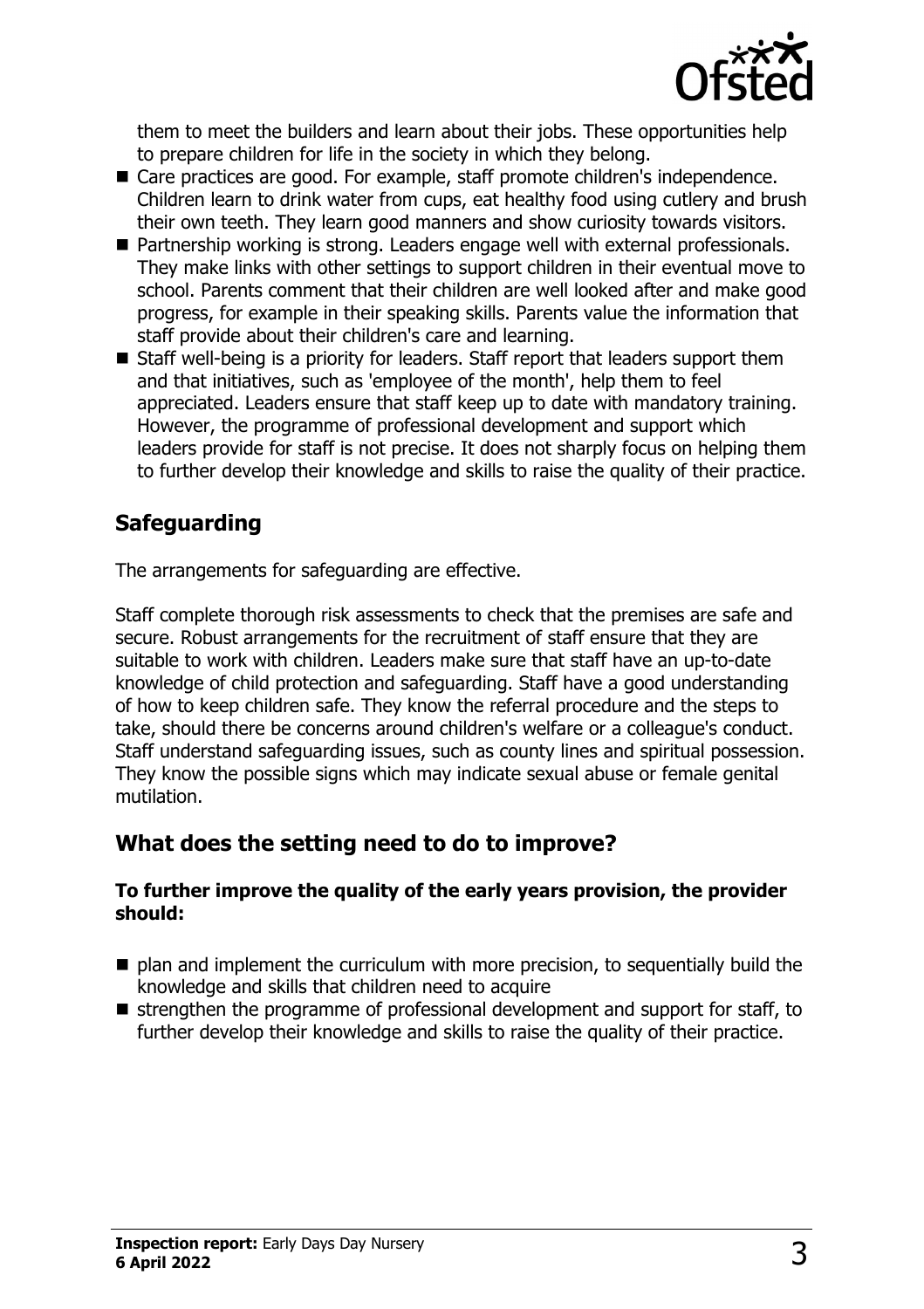them to meet the builders and learn about their jobs. These opportunities help to prepare children for life in the society in which they belong.

- Care practices are good. For example, staff promote children's independence. Children learn to drink water from cups, eat healthy food using cutlery and brush their own teeth. They learn good manners and show curiosity towards visitors.
- Partnership working is strong. Leaders engage well with external professionals. They make links with other settings to support children in their eventual move to school. Parents comment that their children are well looked after and make good progress, for example in their speaking skills. Parents value the information that staff provide about their children's care and learning.
- Staff well-being is a priority for leaders. Staff report that leaders support them and that initiatives, such as 'employee of the month', help them to feel appreciated. Leaders ensure that staff keep up to date with mandatory training. However, the programme of professional development and support which leaders provide for staff is not precise. It does not sharply focus on helping them to further develop their knowledge and skills to raise the quality of their practice.

## Safeguarding

The arrangements for safeguarding are effective.

Staff complete thorough risk assessments to check that the premises are safe and secure. Robust arrangements for the recruitment of staff ensure that they are suitable to work with children. Leaders make sure that staff have an up-to-date knowledge of child protection and safeguarding. Staff have a good understanding of how to keep children safe. They know the referral procedure and the steps to take, should there be concerns around children's welfare or a colleague's conduct. Staff understand safeguarding issues, such as county lines and spiritual possession. They know the possible signs which may indicate sexual abuse or female genital mutilation.

## What does the setting need to do to improve?

**To further improve the quality of the early years provision, the provider should:**

- plan and implement the curriculum with more precision, to sequentially build the knowledge and skills that children need to acquire
- strengthen the programme of professional development and support for staff, to further develop their knowledge and skills to raise the quality of their practice.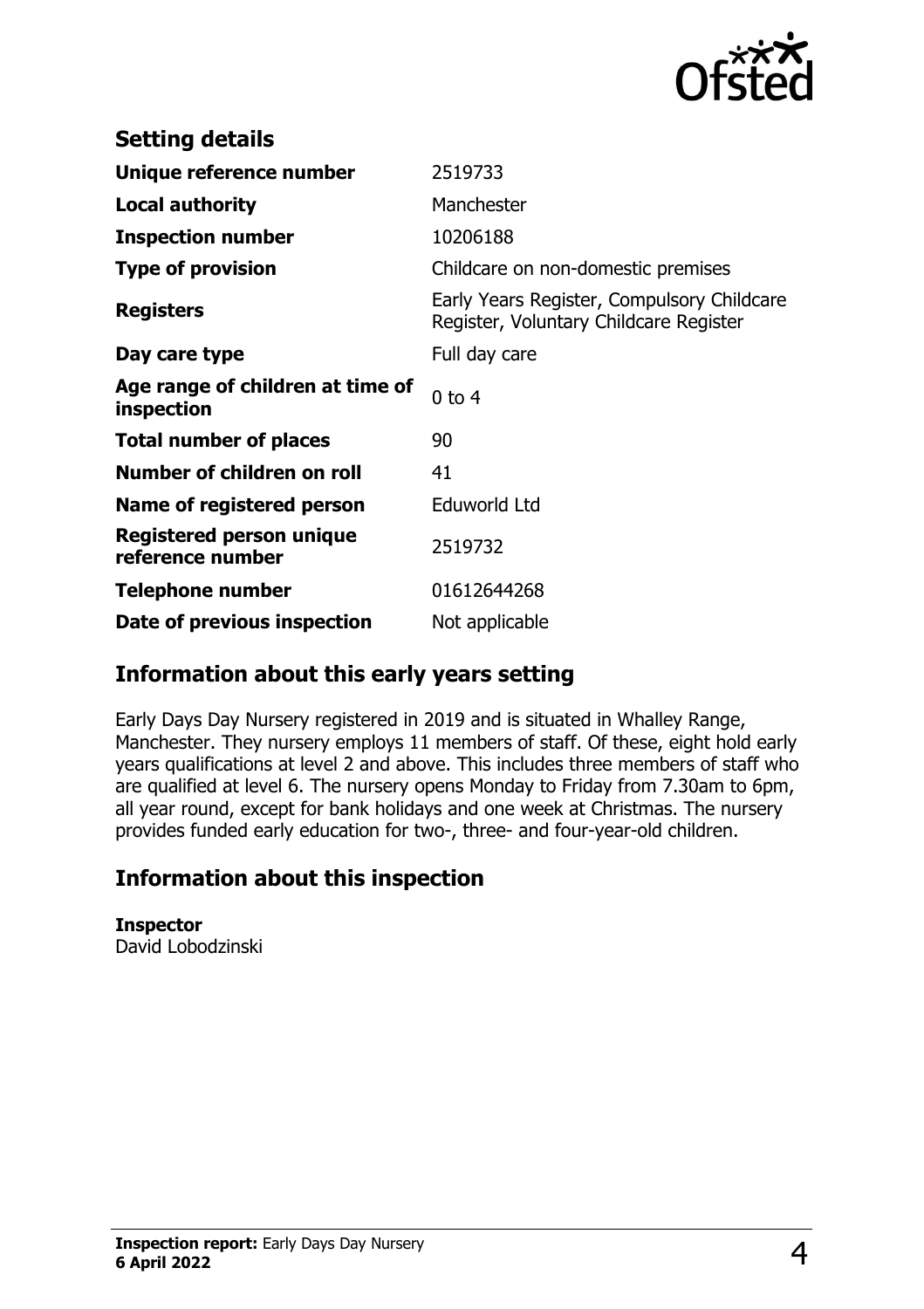## Setting details

| | |
|---|---|
| **Unique reference number** | 2519733 |
| **Local authority** | Manchester |
| **Inspection number** | 10206188 |
| **Type of provision** | Childcare on non-domestic premises |
| **Registers** | Early Years Register, Compulsory Childcare Register, Voluntary Childcare Register |
| **Day care type** | Full day care |
| **Age range of children at time of inspection** | 0 to 4 |
| **Total number of places** | 90 |
| **Number of children on roll** | 41 |
| **Name of registered person** | Eduworld Ltd |
| **Registered person unique reference number** | 2519732 |
| **Telephone number** | 01612644268 |
| **Date of previous inspection** | Not applicable |

## Information about this early years setting

Early Days Day Nursery registered in 2019 and is situated in Whalley Range, Manchester. They nursery employs 11 members of staff. Of these, eight hold early years qualifications at level 2 and above. This includes three members of staff who are qualified at level 6. The nursery opens Monday to Friday from 7.30am to 6pm, all year round, except for bank holidays and one week at Christmas. The nursery provides funded early education for two-, three- and four-year-old children.

## Information about this inspection

**Inspector**
David Lobodzinski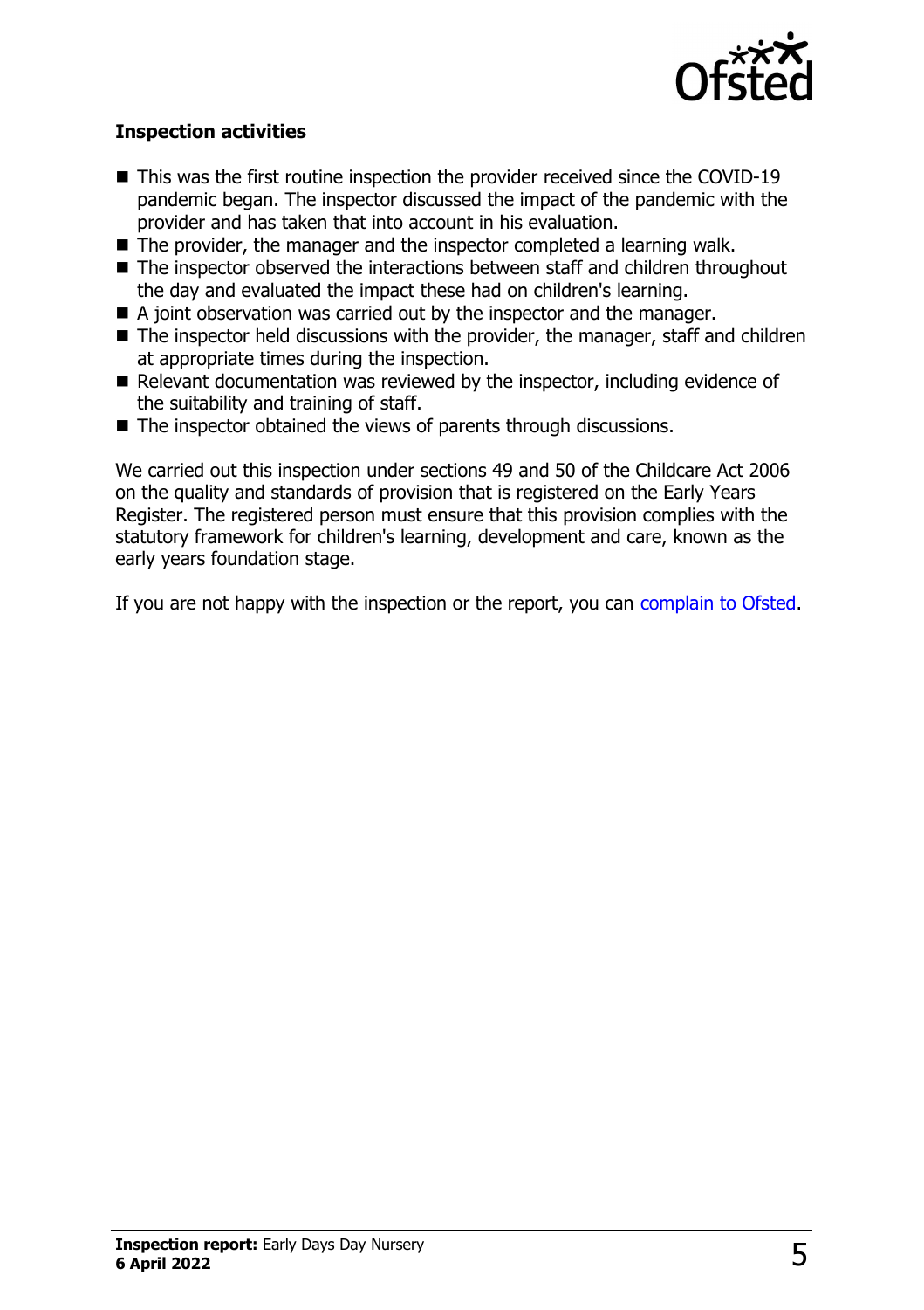### Inspection activities

- This was the first routine inspection the provider received since the COVID-19 pandemic began. The inspector discussed the impact of the pandemic with the provider and has taken that into account in his evaluation.
- The provider, the manager and the inspector completed a learning walk.
- The inspector observed the interactions between staff and children throughout the day and evaluated the impact these had on children's learning.
- A joint observation was carried out by the inspector and the manager.
- The inspector held discussions with the provider, the manager, staff and children at appropriate times during the inspection.
- Relevant documentation was reviewed by the inspector, including evidence of the suitability and training of staff.
- The inspector obtained the views of parents through discussions.

We carried out this inspection under sections 49 and 50 of the Childcare Act 2006 on the quality and standards of provision that is registered on the Early Years Register. The registered person must ensure that this provision complies with the statutory framework for children's learning, development and care, known as the early years foundation stage.

If you are not happy with the inspection or the report, you can complain to Ofsted.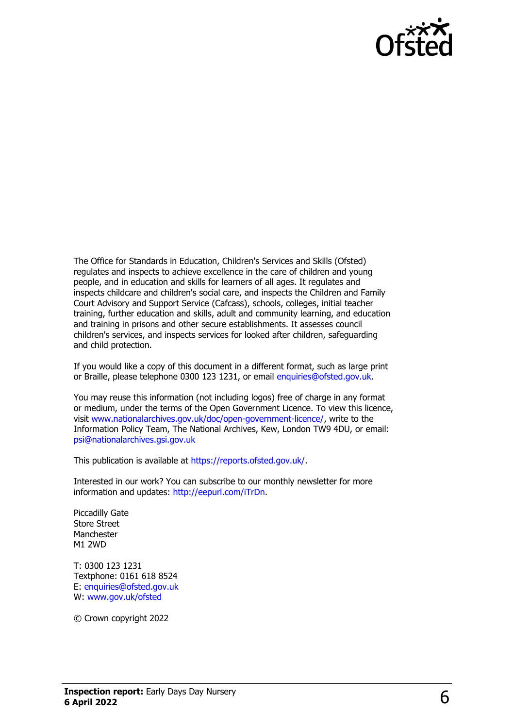The Office for Standards in Education, Children's Services and Skills (Ofsted) regulates and inspects to achieve excellence in the care of children and young people, and in education and skills for learners of all ages. It regulates and inspects childcare and children's social care, and inspects the Children and Family Court Advisory and Support Service (Cafcass), schools, colleges, initial teacher training, further education and skills, adult and community learning, and education and training in prisons and other secure establishments. It assesses council children's services, and inspects services for looked after children, safeguarding and child protection.

If you would like a copy of this document in a different format, such as large print or Braille, please telephone 0300 123 1231, or email enquiries@ofsted.gov.uk.

You may reuse this information (not including logos) free of charge in any format or medium, under the terms of the Open Government Licence. To view this licence, visit www.nationalarchives.gov.uk/doc/open-government-licence/, write to the Information Policy Team, The National Archives, Kew, London TW9 4DU, or email: psi@nationalarchives.gsi.gov.uk

This publication is available at https://reports.ofsted.gov.uk/.

Interested in our work? You can subscribe to our monthly newsletter for more information and updates: http://eepurl.com/iTrDn.

Piccadilly Gate
Store Street
Manchester
M1 2WD

T: 0300 123 1231
Textphone: 0161 618 8524
E: enquiries@ofsted.gov.uk
W: www.gov.uk/ofsted

© Crown copyright 2022